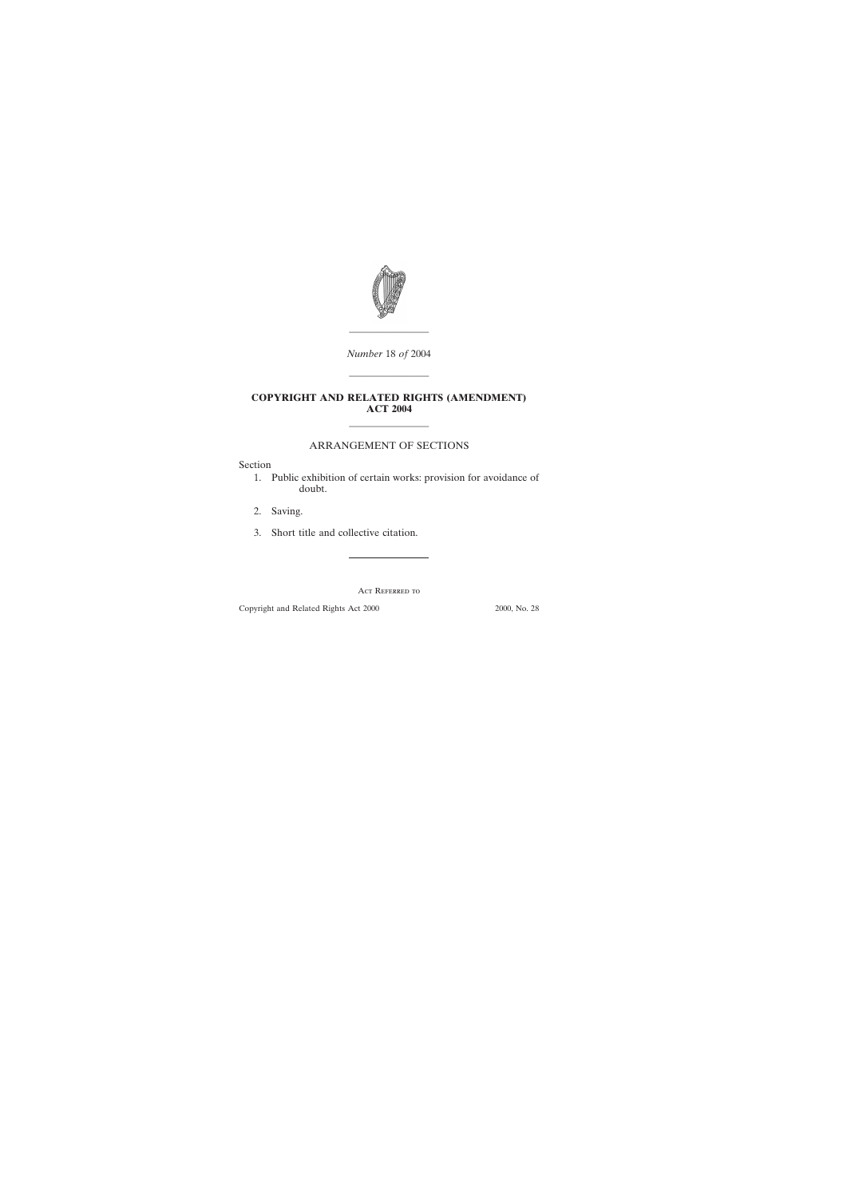*Number* 18 *of* 2004

---

# COPYRIGHT AND RELATED RIGHTS (AMENDMENT) ACT 2004

---

## ARRANGEMENT OF SECTIONS

Section

1. Public exhibition of certain works: provision for avoidance of doubt.

2. Saving.

3. Short title and collective citation.

---

Act Referred to

| | |
|---|---|
| Copyright and Related Rights Act 2000 | 2000, No. 28 |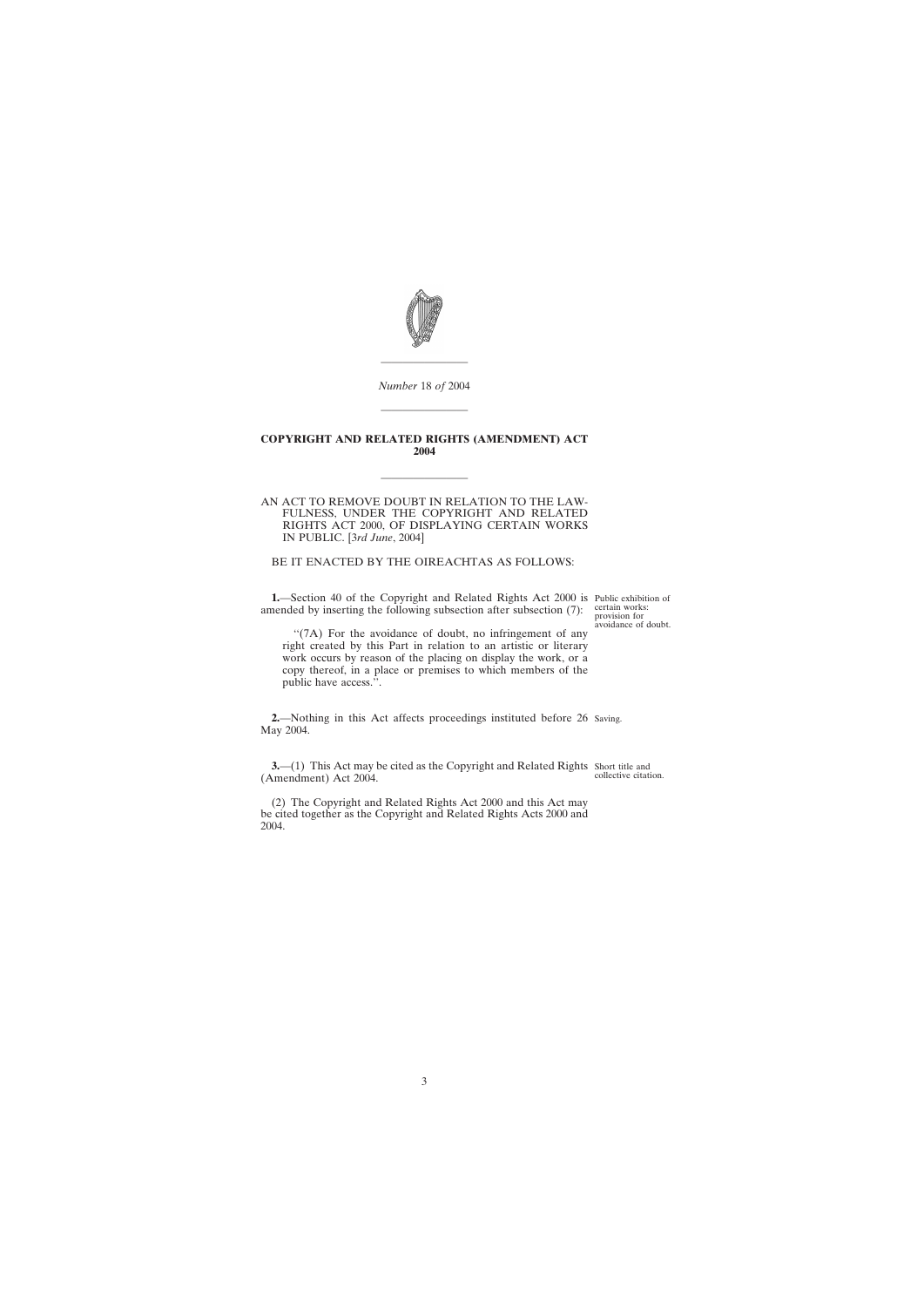*Number* 18 *of* 2004

---

**COPYRIGHT AND RELATED RIGHTS (AMENDMENT) ACT 2004**

---

AN ACT TO REMOVE DOUBT IN RELATION TO THE LAWFULNESS, UNDER THE COPYRIGHT AND RELATED RIGHTS ACT 2000, OF DISPLAYING CERTAIN WORKS IN PUBLIC. [*3rd June*, 2004]

BE IT ENACTED BY THE OIREACHTAS AS FOLLOWS:

Public exhibition of certain works: provision for avoidance of doubt.

**1.**—Section 40 of the Copyright and Related Rights Act 2000 is amended by inserting the following subsection after subsection (7):

> ''(7A) For the avoidance of doubt, no infringement of any right created by this Part in relation to an artistic or literary work occurs by reason of the placing on display the work, or a copy thereof, in a place or premises to which members of the public have access.''.

Saving.

**2.**—Nothing in this Act affects proceedings instituted before 26 May 2004.

Short title and collective citation.

**3.**—(1) This Act may be cited as the Copyright and Related Rights (Amendment) Act 2004.

(2) The Copyright and Related Rights Act 2000 and this Act may be cited together as the Copyright and Related Rights Acts 2000 and 2004.